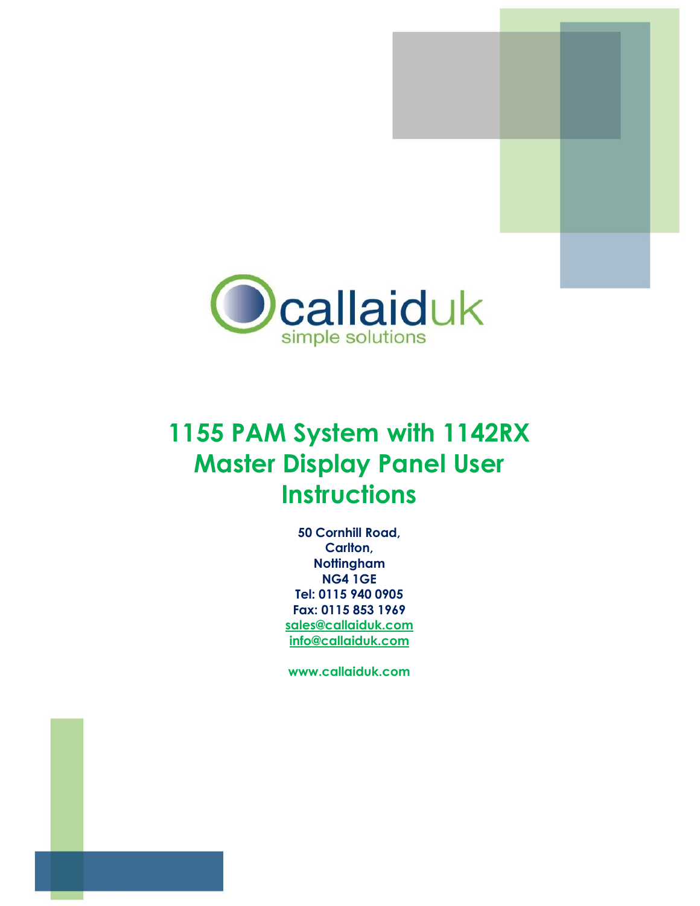callaiduk

simple solutions

# 1155 PAM System with 1142RX Master Display Panel User Instructions

**50 Cornhill Road,**
**Carlton,**
**Nottingham**
**NG4 1GE**
**Tel: 0115 940 0905**
**Fax: 0115 853 1969**
**sales@callaiduk.com**
**info@callaiduk.com**

**www.callaiduk.com**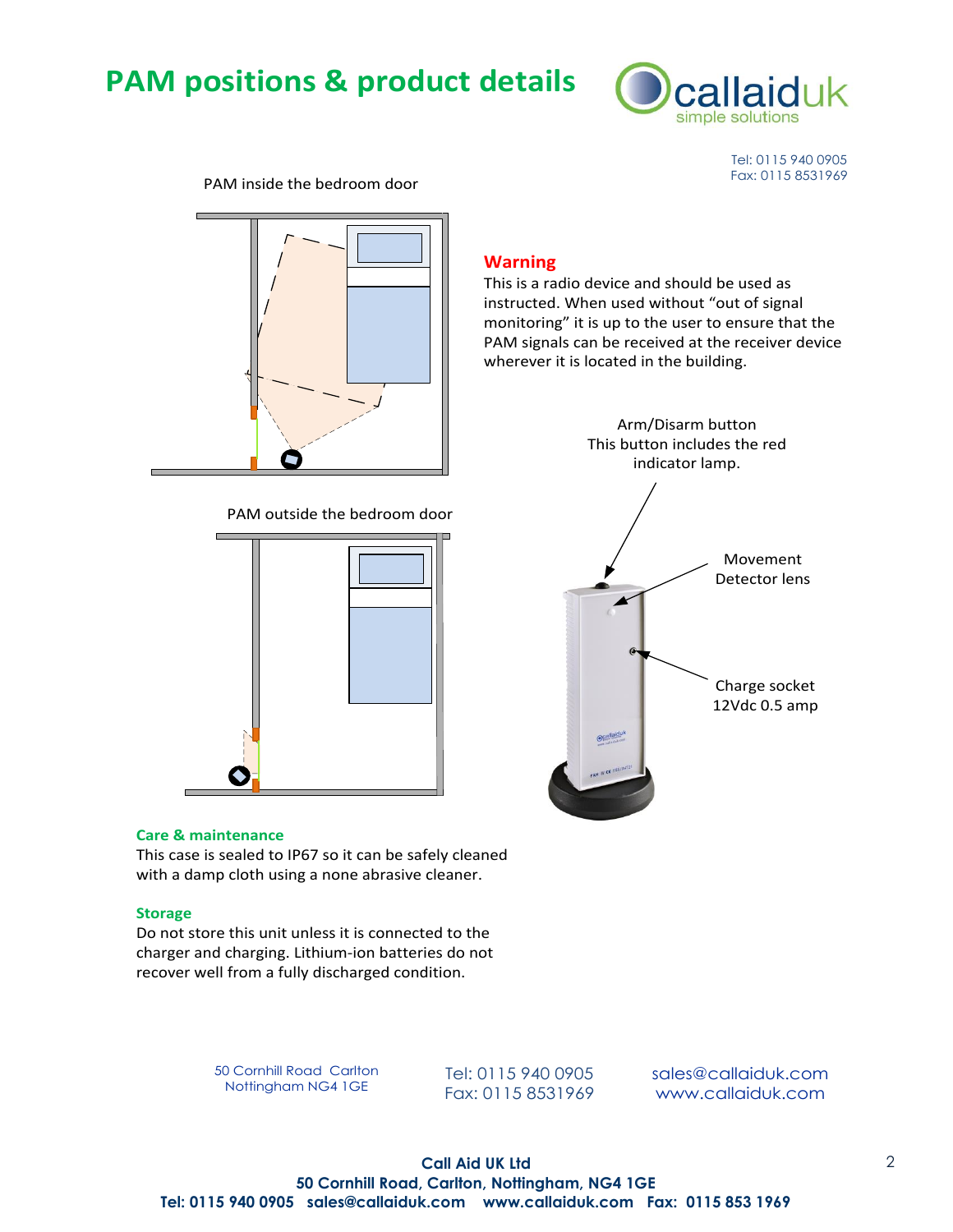# PAM positions & product details

Tel: 0115 940 0905
Fax: 0115 8531969

PAM inside the bedroom door

PAM outside the bedroom door

### Warning

This is a radio device and should be used as instructed. When used without "out of signal monitoring" it is up to the user to ensure that the PAM signals can be received at the receiver device wherever it is located in the building.

Arm/Disarm button
This button includes the red indicator lamp.

Movement Detector lens

Charge socket
12Vdc 0.5 amp

### Care & maintenance

This case is sealed to IP67 so it can be safely cleaned with a damp cloth using a none abrasive cleaner.

### Storage

Do not store this unit unless it is connected to the charger and charging. Lithium-ion batteries do not recover well from a fully discharged condition.

50 Cornhill Road Carlton
Nottingham NG4 1GE

Tel: 0115 940 0905
Fax: 0115 8531969

sales@callaiduk.com
www.callaiduk.com

**Call Aid UK Ltd**
**50 Cornhill Road, Carlton, Nottingham, NG4 1GE**
**Tel: 0115 940 0905 sales@callaiduk.com www.callaiduk.com Fax: 0115 853 1969**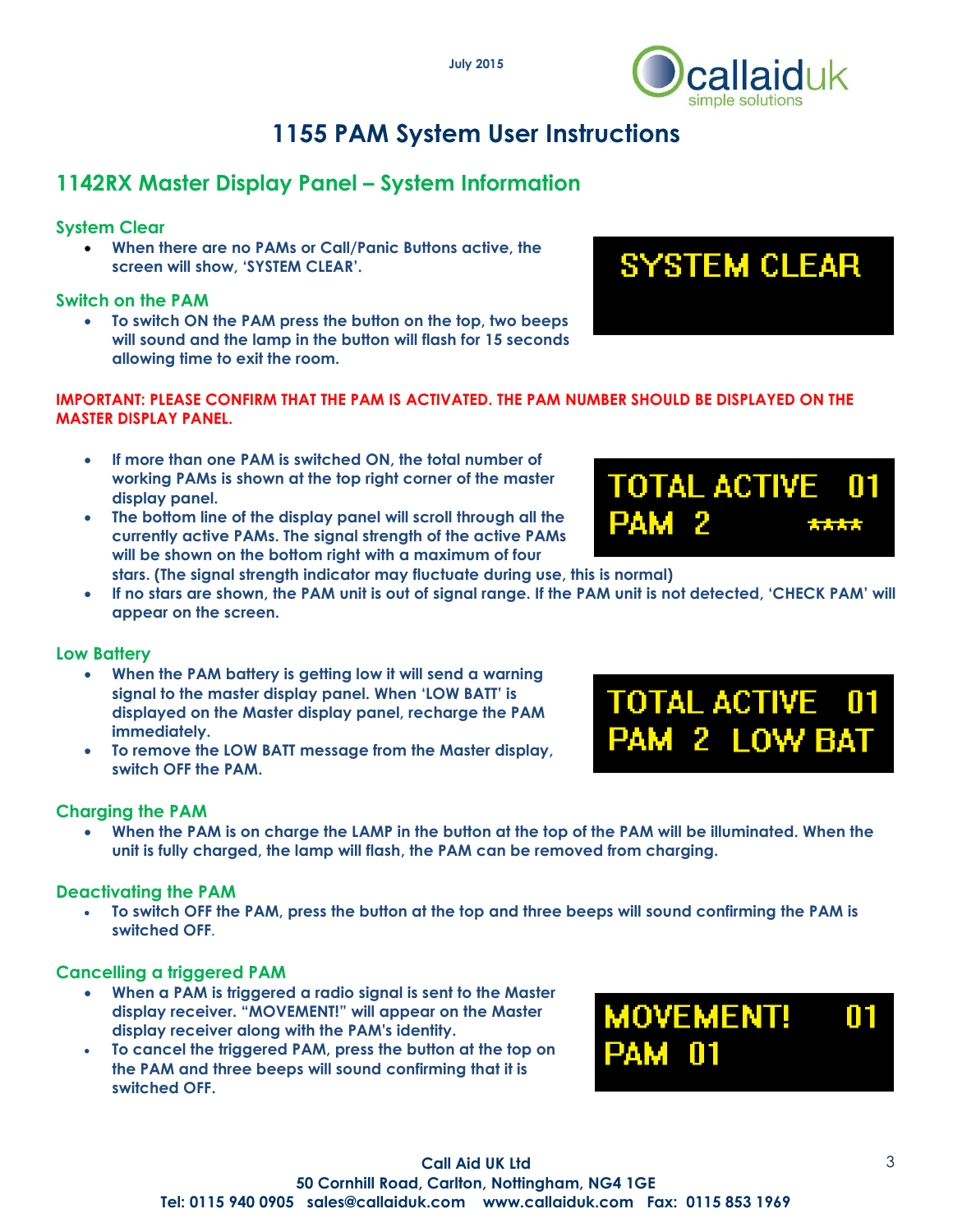July 2015

# 1155 PAM System User Instructions

## 1142RX Master Display Panel – System Information

### System Clear

- When there are no PAMs or Call/Panic Buttons active, the screen will show, 'SYSTEM CLEAR'.

SYSTEM CLEAR

### Switch on the PAM

- To switch ON the PAM press the button on the top, two beeps will sound and the lamp in the button will flash for 15 seconds allowing time to exit the room.

**IMPORTANT: PLEASE CONFIRM THAT THE PAM IS ACTIVATED. THE PAM NUMBER SHOULD BE DISPLAYED ON THE MASTER DISPLAY PANEL.**

- If more than one PAM is switched ON, the total number of working PAMs is shown at the top right corner of the master display panel.
- The bottom line of the display panel will scroll through all the currently active PAMs. The signal strength of the active PAMs will be shown on the bottom right with a maximum of four stars. (The signal strength indicator may fluctuate during use, this is normal)
- If no stars are shown, the PAM unit is out of signal range. If the PAM unit is not detected, 'CHECK PAM' will appear on the screen.

TOTAL ACTIVE 01
PAM 2 ****

### Low Battery

- When the PAM battery is getting low it will send a warning signal to the master display panel. When 'LOW BATT' is displayed on the Master display panel, recharge the PAM immediately.
- To remove the LOW BATT message from the Master display, switch OFF the PAM.

TOTAL ACTIVE 01
PAM 2 LOW BAT

### Charging the PAM

- When the PAM is on charge the LAMP in the button at the top of the PAM will be illuminated. When the unit is fully charged, the lamp will flash, the PAM can be removed from charging.

### Deactivating the PAM

- To switch OFF the PAM, press the button at the top and three beeps will sound confirming the PAM is switched OFF.

### Cancelling a triggered PAM

- When a PAM is triggered a radio signal is sent to the Master display receiver. "MOVEMENT!" will appear on the Master display receiver along with the PAM's identity.
- To cancel the triggered PAM, press the button at the top on the PAM and three beeps will sound confirming that it is switched OFF.

MOVEMENT! 01
PAM 01

Call Aid UK Ltd
50 Cornhill Road, Carlton, Nottingham, NG4 1GE
Tel: 0115 940 0905 sales@callaiduk.com www.callaiduk.com Fax: 0115 853 1969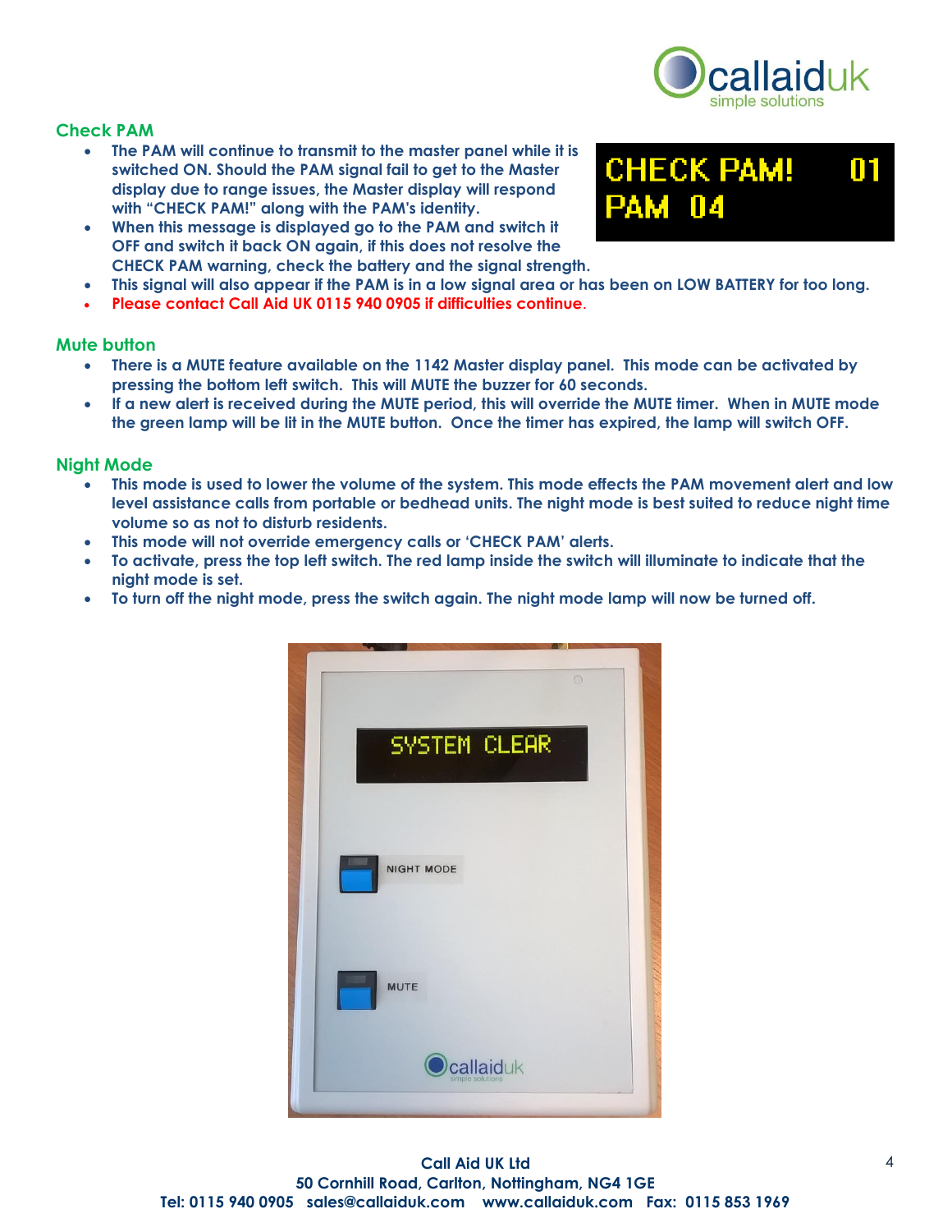## Check PAM

- The PAM will continue to transmit to the master panel while it is switched ON. Should the PAM signal fail to get to the Master display due to range issues, the Master display will respond with "CHECK PAM!" along with the PAM's identity.
- When this message is displayed go to the PAM and switch it OFF and switch it back ON again, if this does not resolve the CHECK PAM warning, check the battery and the signal strength.
- This signal will also appear if the PAM is in a low signal area or has been on LOW BATTERY for too long.
- Please contact Call Aid UK 0115 940 0905 if difficulties continue.

## Mute button

- There is a MUTE feature available on the 1142 Master display panel. This mode can be activated by pressing the bottom left switch. This will MUTE the buzzer for 60 seconds.
- If a new alert is received during the MUTE period, this will override the MUTE timer. When in MUTE mode the green lamp will be lit in the MUTE button. Once the timer has expired, the lamp will switch OFF.

## Night Mode

- This mode is used to lower the volume of the system. This mode effects the PAM movement alert and low level assistance calls from portable or bedhead units. The night mode is best suited to reduce night time volume so as not to disturb residents.
- This mode will not override emergency calls or 'CHECK PAM' alerts.
- To activate, press the top left switch. The red lamp inside the switch will illuminate to indicate that the night mode is set.
- To turn off the night mode, press the switch again. The night mode lamp will now be turned off.

**Call Aid UK Ltd**
**50 Cornhill Road, Carlton, Nottingham, NG4 1GE**
**Tel: 0115 940 0905 sales@callaiduk.com www.callaiduk.com Fax: 0115 853 1969**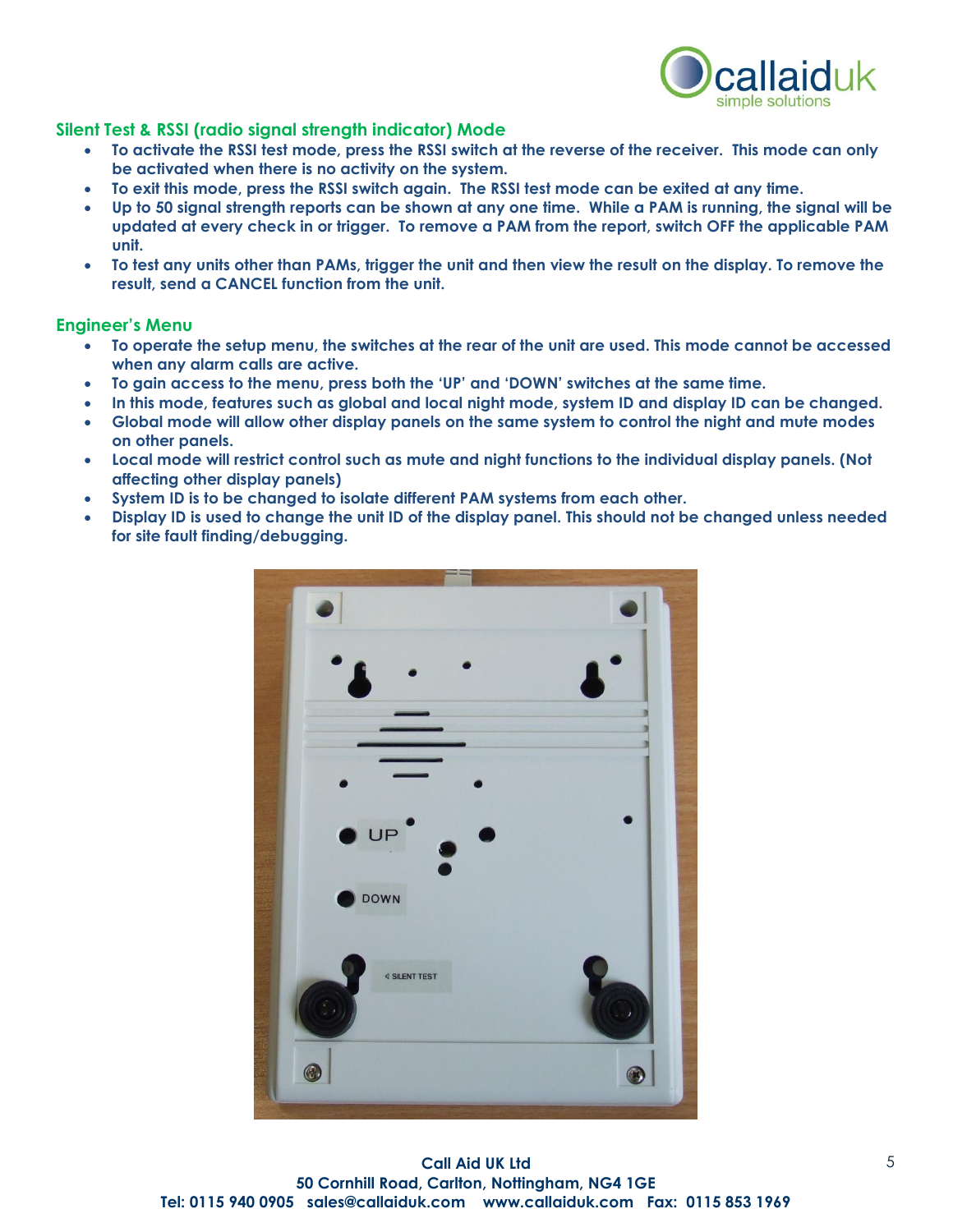## Silent Test & RSSI (radio signal strength indicator) Mode

- To activate the RSSI test mode, press the RSSI switch at the reverse of the receiver. This mode can only be activated when there is no activity on the system.
- To exit this mode, press the RSSI switch again. The RSSI test mode can be exited at any time.
- Up to 50 signal strength reports can be shown at any one time. While a PAM is running, the signal will be updated at every check in or trigger. To remove a PAM from the report, switch OFF the applicable PAM unit.
- To test any units other than PAMs, trigger the unit and then view the result on the display. To remove the result, send a CANCEL function from the unit.

## Engineer's Menu

- To operate the setup menu, the switches at the rear of the unit are used. This mode cannot be accessed when any alarm calls are active.
- To gain access to the menu, press both the 'UP' and 'DOWN' switches at the same time.
- In this mode, features such as global and local night mode, system ID and display ID can be changed.
- Global mode will allow other display panels on the same system to control the night and mute modes on other panels.
- Local mode will restrict control such as mute and night functions to the individual display panels. (Not affecting other display panels)
- System ID is to be changed to isolate different PAM systems from each other.
- Display ID is used to change the unit ID of the display panel. This should not be changed unless needed for site fault finding/debugging.

**Call Aid UK Ltd**
**50 Cornhill Road, Carlton, Nottingham, NG4 1GE**
**Tel: 0115 940 0905 sales@callaiduk.com www.callaiduk.com Fax: 0115 853 1969**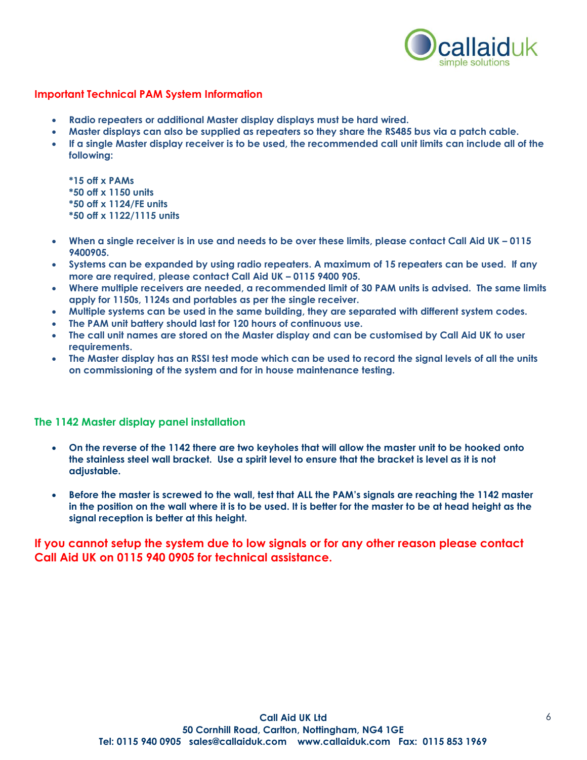## Important Technical PAM System Information

- **Radio repeaters or additional Master display displays must be hard wired.**
- **Master displays can also be supplied as repeaters so they share the RS485 bus via a patch cable.**
- **If a single Master display receiver is to be used, the recommended call unit limits can include all of the following:**

  **\*15 off x PAMs**
  **\*50 off x 1150 units**
  **\*50 off x 1124/FE units**
  **\*50 off x 1122/1115 units**

- **When a single receiver is in use and needs to be over these limits, please contact Call Aid UK – 0115 9400905.**
- **Systems can be expanded by using radio repeaters. A maximum of 15 repeaters can be used. If any more are required, please contact Call Aid UK – 0115 9400 905.**
- **Where multiple receivers are needed, a recommended limit of 30 PAM units is advised. The same limits apply for 1150s, 1124s and portables as per the single receiver.**
- **Multiple systems can be used in the same building, they are separated with different system codes.**
- **The PAM unit battery should last for 120 hours of continuous use.**
- **The call unit names are stored on the Master display and can be customised by Call Aid UK to user requirements.**
- **The Master display has an RSSI test mode which can be used to record the signal levels of all the units on commissioning of the system and for in house maintenance testing.**

## The 1142 Master display panel installation

- **On the reverse of the 1142 there are two keyholes that will allow the master unit to be hooked onto the stainless steel wall bracket. Use a spirit level to ensure that the bracket is level as it is not adjustable.**

- **Before the master is screwed to the wall, test that ALL the PAM's signals are reaching the 1142 master in the position on the wall where it is to be used. It is better for the master to be at head height as the signal reception is better at this height.**

**If you cannot setup the system due to low signals or for any other reason please contact Call Aid UK on 0115 940 0905 for technical assistance.**

**Call Aid UK Ltd**
**50 Cornhill Road, Carlton, Nottingham, NG4 1GE**
**Tel: 0115 940 0905 sales@callaiduk.com www.callaiduk.com Fax: 0115 853 1969**